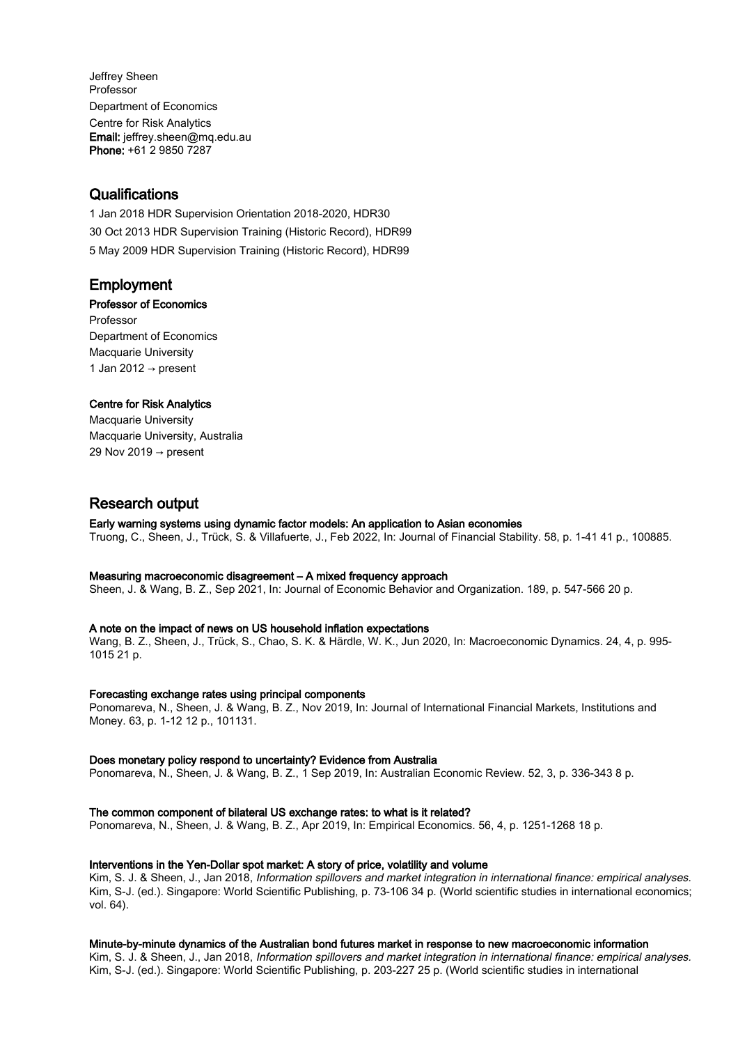Jeffrey Sheen
Professor
Department of Economics
Centre for Risk Analytics
**Email:** jeffrey.sheen@mq.edu.au
**Phone:** +61 2 9850 7287

## Qualifications

1 Jan 2018 HDR Supervision Orientation 2018-2020, HDR30
30 Oct 2013 HDR Supervision Training (Historic Record), HDR99
5 May 2009 HDR Supervision Training (Historic Record), HDR99

## Employment

**Professor of Economics**
Professor
Department of Economics
Macquarie University
1 Jan 2012 → present

**Centre for Risk Analytics**
Macquarie University
Macquarie University, Australia
29 Nov 2019 → present

## Research output

**Early warning systems using dynamic factor models: An application to Asian economies**
Truong, C., Sheen, J., Trück, S. & Villafuerte, J., Feb 2022, In: Journal of Financial Stability. 58, p. 1-41 41 p., 100885.

**Measuring macroeconomic disagreement – A mixed frequency approach**
Sheen, J. & Wang, B. Z., Sep 2021, In: Journal of Economic Behavior and Organization. 189, p. 547-566 20 p.

**A note on the impact of news on US household inflation expectations**
Wang, B. Z., Sheen, J., Trück, S., Chao, S. K. & Härdle, W. K., Jun 2020, In: Macroeconomic Dynamics. 24, 4, p. 995-1015 21 p.

**Forecasting exchange rates using principal components**
Ponomareva, N., Sheen, J. & Wang, B. Z., Nov 2019, In: Journal of International Financial Markets, Institutions and Money. 63, p. 1-12 12 p., 101131.

**Does monetary policy respond to uncertainty? Evidence from Australia**
Ponomareva, N., Sheen, J. & Wang, B. Z., 1 Sep 2019, In: Australian Economic Review. 52, 3, p. 336-343 8 p.

**The common component of bilateral US exchange rates: to what is it related?**
Ponomareva, N., Sheen, J. & Wang, B. Z., Apr 2019, In: Empirical Economics. 56, 4, p. 1251-1268 18 p.

**Interventions in the Yen-Dollar spot market: A story of price, volatility and volume**
Kim, S. J. & Sheen, J., Jan 2018, *Information spillovers and market integration in international finance: empirical analyses.* Kim, S-J. (ed.). Singapore: World Scientific Publishing, p. 73-106 34 p. (World scientific studies in international economics; vol. 64).

**Minute-by-minute dynamics of the Australian bond futures market in response to new macroeconomic information**
Kim, S. J. & Sheen, J., Jan 2018, *Information spillovers and market integration in international finance: empirical analyses.* Kim, S-J. (ed.). Singapore: World Scientific Publishing, p. 203-227 25 p. (World scientific studies in international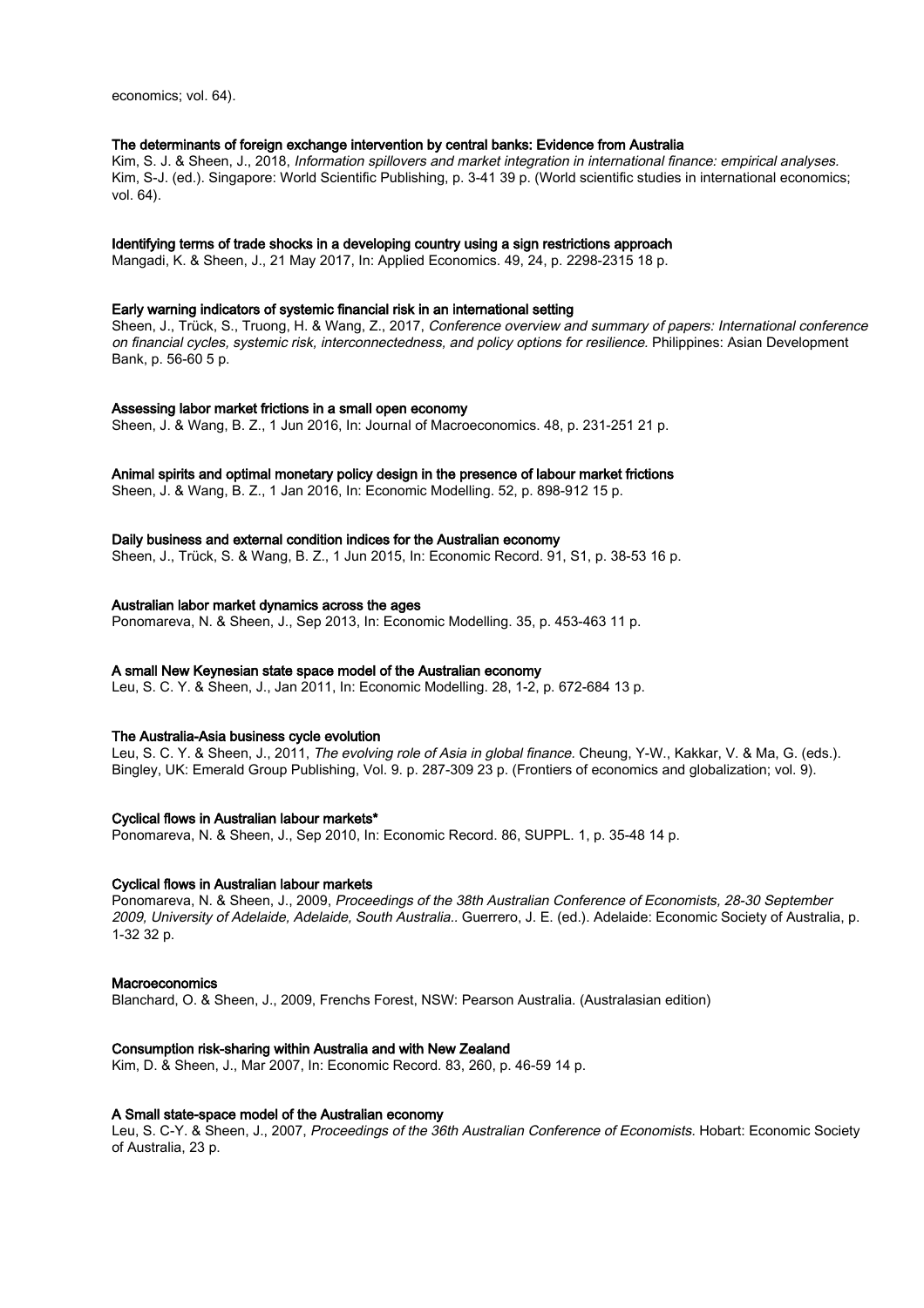economics; vol. 64).

**The determinants of foreign exchange intervention by central banks: Evidence from Australia**

Kim, S. J. & Sheen, J., 2018, *Information spillovers and market integration in international finance: empirical analyses.* Kim, S-J. (ed.). Singapore: World Scientific Publishing, p. 3-41 39 p. (World scientific studies in international economics; vol. 64).

**Identifying terms of trade shocks in a developing country using a sign restrictions approach**

Mangadi, K. & Sheen, J., 21 May 2017, In: Applied Economics. 49, 24, p. 2298-2315 18 p.

**Early warning indicators of systemic financial risk in an international setting**

Sheen, J., Trück, S., Truong, H. & Wang, Z., 2017, *Conference overview and summary of papers: International conference on financial cycles, systemic risk, interconnectedness, and policy options for resilience.* Philippines: Asian Development Bank, p. 56-60 5 p.

**Assessing labor market frictions in a small open economy**

Sheen, J. & Wang, B. Z., 1 Jun 2016, In: Journal of Macroeconomics. 48, p. 231-251 21 p.

**Animal spirits and optimal monetary policy design in the presence of labour market frictions**

Sheen, J. & Wang, B. Z., 1 Jan 2016, In: Economic Modelling. 52, p. 898-912 15 p.

**Daily business and external condition indices for the Australian economy**

Sheen, J., Trück, S. & Wang, B. Z., 1 Jun 2015, In: Economic Record. 91, S1, p. 38-53 16 p.

**Australian labor market dynamics across the ages**

Ponomareva, N. & Sheen, J., Sep 2013, In: Economic Modelling. 35, p. 453-463 11 p.

**A small New Keynesian state space model of the Australian economy**

Leu, S. C. Y. & Sheen, J., Jan 2011, In: Economic Modelling. 28, 1-2, p. 672-684 13 p.

**The Australia-Asia business cycle evolution**

Leu, S. C. Y. & Sheen, J., 2011, *The evolving role of Asia in global finance.* Cheung, Y-W., Kakkar, V. & Ma, G. (eds.). Bingley, UK: Emerald Group Publishing, Vol. 9. p. 287-309 23 p. (Frontiers of economics and globalization; vol. 9).

**Cyclical flows in Australian labour markets***

Ponomareva, N. & Sheen, J., Sep 2010, In: Economic Record. 86, SUPPL. 1, p. 35-48 14 p.

**Cyclical flows in Australian labour markets**

Ponomareva, N. & Sheen, J., 2009, *Proceedings of the 38th Australian Conference of Economists, 28-30 September 2009, University of Adelaide, Adelaide, South Australia..* Guerrero, J. E. (ed.). Adelaide: Economic Society of Australia, p. 1-32 32 p.

**Macroeconomics**

Blanchard, O. & Sheen, J., 2009, Frenchs Forest, NSW: Pearson Australia. (Australasian edition)

**Consumption risk-sharing within Australia and with New Zealand**

Kim, D. & Sheen, J., Mar 2007, In: Economic Record. 83, 260, p. 46-59 14 p.

**A Small state-space model of the Australian economy**

Leu, S. C-Y. & Sheen, J., 2007, *Proceedings of the 36th Australian Conference of Economists.* Hobart: Economic Society of Australia, 23 p.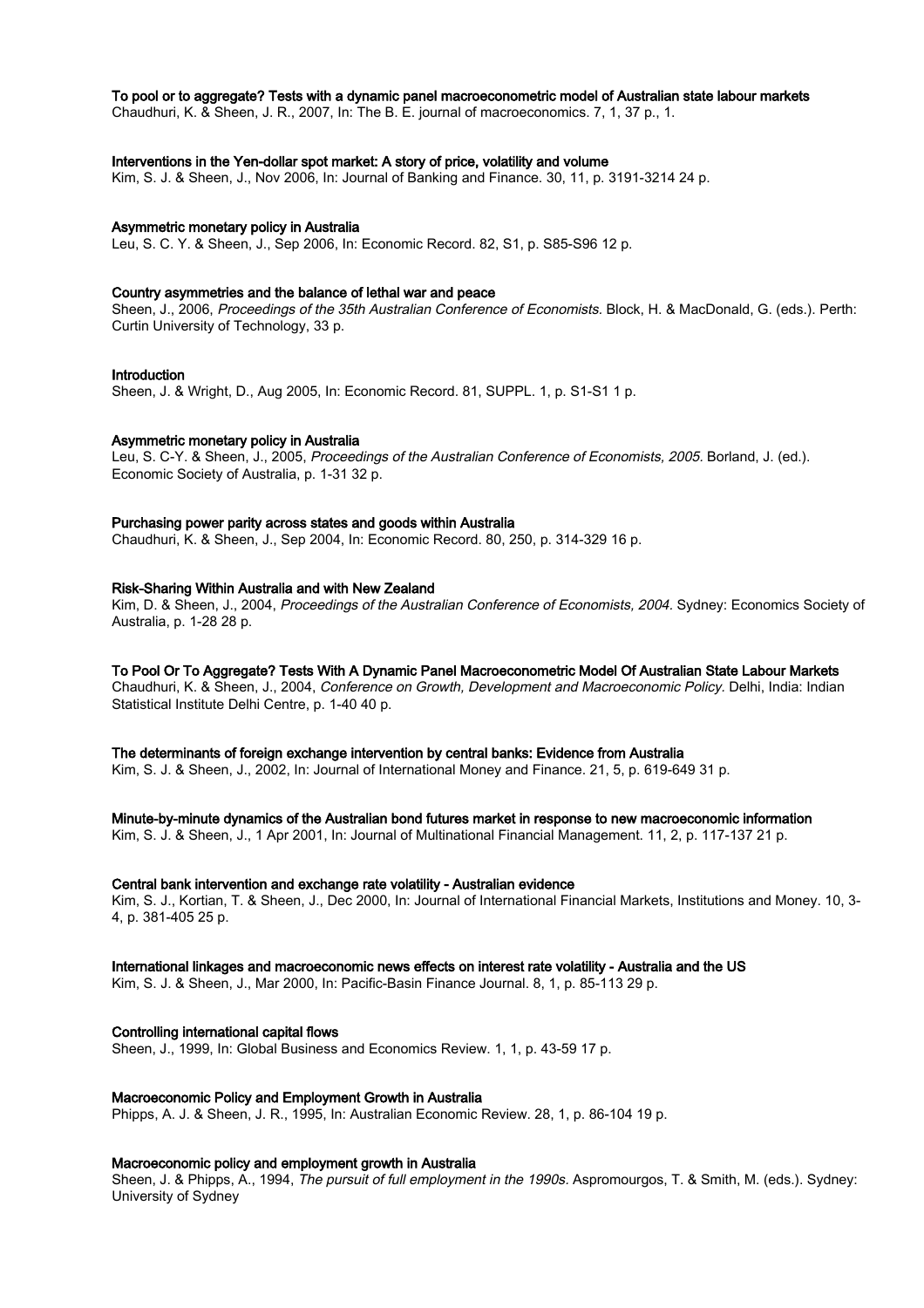**To pool or to aggregate? Tests with a dynamic panel macroeconometric model of Australian state labour markets**
Chaudhuri, K. & Sheen, J. R., 2007, In: The B. E. journal of macroeconomics. 7, 1, 37 p., 1.

**Interventions in the Yen-dollar spot market: A story of price, volatility and volume**
Kim, S. J. & Sheen, J., Nov 2006, In: Journal of Banking and Finance. 30, 11, p. 3191-3214 24 p.

**Asymmetric monetary policy in Australia**
Leu, S. C. Y. & Sheen, J., Sep 2006, In: Economic Record. 82, S1, p. S85-S96 12 p.

**Country asymmetries and the balance of lethal war and peace**
Sheen, J., 2006, *Proceedings of the 35th Australian Conference of Economists*. Block, H. & MacDonald, G. (eds.). Perth: Curtin University of Technology, 33 p.

**Introduction**
Sheen, J. & Wright, D., Aug 2005, In: Economic Record. 81, SUPPL. 1, p. S1-S1 1 p.

**Asymmetric monetary policy in Australia**
Leu, S. C-Y. & Sheen, J., 2005, *Proceedings of the Australian Conference of Economists, 2005*. Borland, J. (ed.). Economic Society of Australia, p. 1-31 32 p.

**Purchasing power parity across states and goods within Australia**
Chaudhuri, K. & Sheen, J., Sep 2004, In: Economic Record. 80, 250, p. 314-329 16 p.

**Risk-Sharing Within Australia and with New Zealand**
Kim, D. & Sheen, J., 2004, *Proceedings of the Australian Conference of Economists, 2004*. Sydney: Economics Society of Australia, p. 1-28 28 p.

**To Pool Or To Aggregate? Tests With A Dynamic Panel Macroeconometric Model Of Australian State Labour Markets**
Chaudhuri, K. & Sheen, J., 2004, *Conference on Growth, Development and Macroeconomic Policy*. Delhi, India: Indian Statistical Institute Delhi Centre, p. 1-40 40 p.

**The determinants of foreign exchange intervention by central banks: Evidence from Australia**
Kim, S. J. & Sheen, J., 2002, In: Journal of International Money and Finance. 21, 5, p. 619-649 31 p.

**Minute-by-minute dynamics of the Australian bond futures market in response to new macroeconomic information**
Kim, S. J. & Sheen, J., 1 Apr 2001, In: Journal of Multinational Financial Management. 11, 2, p. 117-137 21 p.

**Central bank intervention and exchange rate volatility - Australian evidence**
Kim, S. J., Kortian, T. & Sheen, J., Dec 2000, In: Journal of International Financial Markets, Institutions and Money. 10, 3-4, p. 381-405 25 p.

**International linkages and macroeconomic news effects on interest rate volatility - Australia and the US**
Kim, S. J. & Sheen, J., Mar 2000, In: Pacific-Basin Finance Journal. 8, 1, p. 85-113 29 p.

**Controlling international capital flows**
Sheen, J., 1999, In: Global Business and Economics Review. 1, 1, p. 43-59 17 p.

**Macroeconomic Policy and Employment Growth in Australia**
Phipps, A. J. & Sheen, J. R., 1995, In: Australian Economic Review. 28, 1, p. 86-104 19 p.

**Macroeconomic policy and employment growth in Australia**
Sheen, J. & Phipps, A., 1994, *The pursuit of full employment in the 1990s*. Aspromourgos, T. & Smith, M. (eds.). Sydney: University of Sydney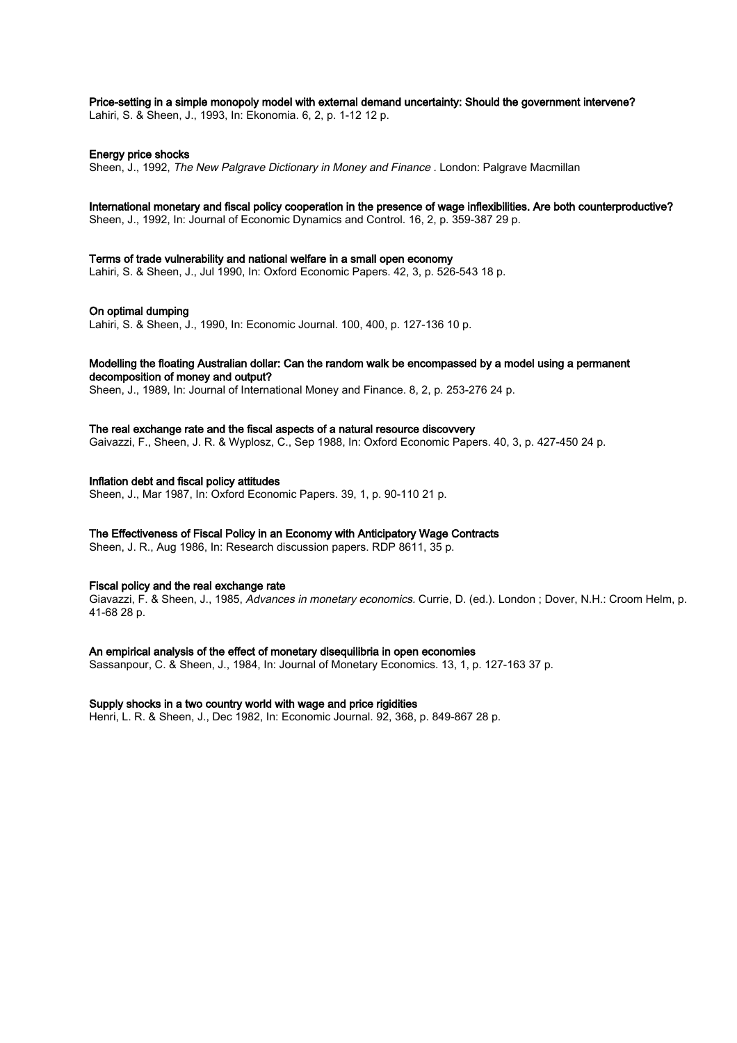**Price-setting in a simple monopoly model with external demand uncertainty: Should the government intervene?**
Lahiri, S. & Sheen, J., 1993, In: Ekonomia. 6, 2, p. 1-12 12 p.

**Energy price shocks**
Sheen, J., 1992, *The New Palgrave Dictionary in Money and Finance* . London: Palgrave Macmillan

**International monetary and fiscal policy cooperation in the presence of wage inflexibilities. Are both counterproductive?**
Sheen, J., 1992, In: Journal of Economic Dynamics and Control. 16, 2, p. 359-387 29 p.

**Terms of trade vulnerability and national welfare in a small open economy**
Lahiri, S. & Sheen, J., Jul 1990, In: Oxford Economic Papers. 42, 3, p. 526-543 18 p.

**On optimal dumping**
Lahiri, S. & Sheen, J., 1990, In: Economic Journal. 100, 400, p. 127-136 10 p.

**Modelling the floating Australian dollar: Can the random walk be encompassed by a model using a permanent decomposition of money and output?**
Sheen, J., 1989, In: Journal of International Money and Finance. 8, 2, p. 253-276 24 p.

**The real exchange rate and the fiscal aspects of a natural resource discovvery**
Gaivazzi, F., Sheen, J. R. & Wyplosz, C., Sep 1988, In: Oxford Economic Papers. 40, 3, p. 427-450 24 p.

**Inflation debt and fiscal policy attitudes**
Sheen, J., Mar 1987, In: Oxford Economic Papers. 39, 1, p. 90-110 21 p.

**The Effectiveness of Fiscal Policy in an Economy with Anticipatory Wage Contracts**
Sheen, J. R., Aug 1986, In: Research discussion papers. RDP 8611, 35 p.

**Fiscal policy and the real exchange rate**
Giavazzi, F. & Sheen, J., 1985, *Advances in monetary economics.* Currie, D. (ed.). London ; Dover, N.H.: Croom Helm, p. 41-68 28 p.

**An empirical analysis of the effect of monetary disequilibria in open economies**
Sassanpour, C. & Sheen, J., 1984, In: Journal of Monetary Economics. 13, 1, p. 127-163 37 p.

**Supply shocks in a two country world with wage and price rigidities**
Henri, L. R. & Sheen, J., Dec 1982, In: Economic Journal. 92, 368, p. 849-867 28 p.